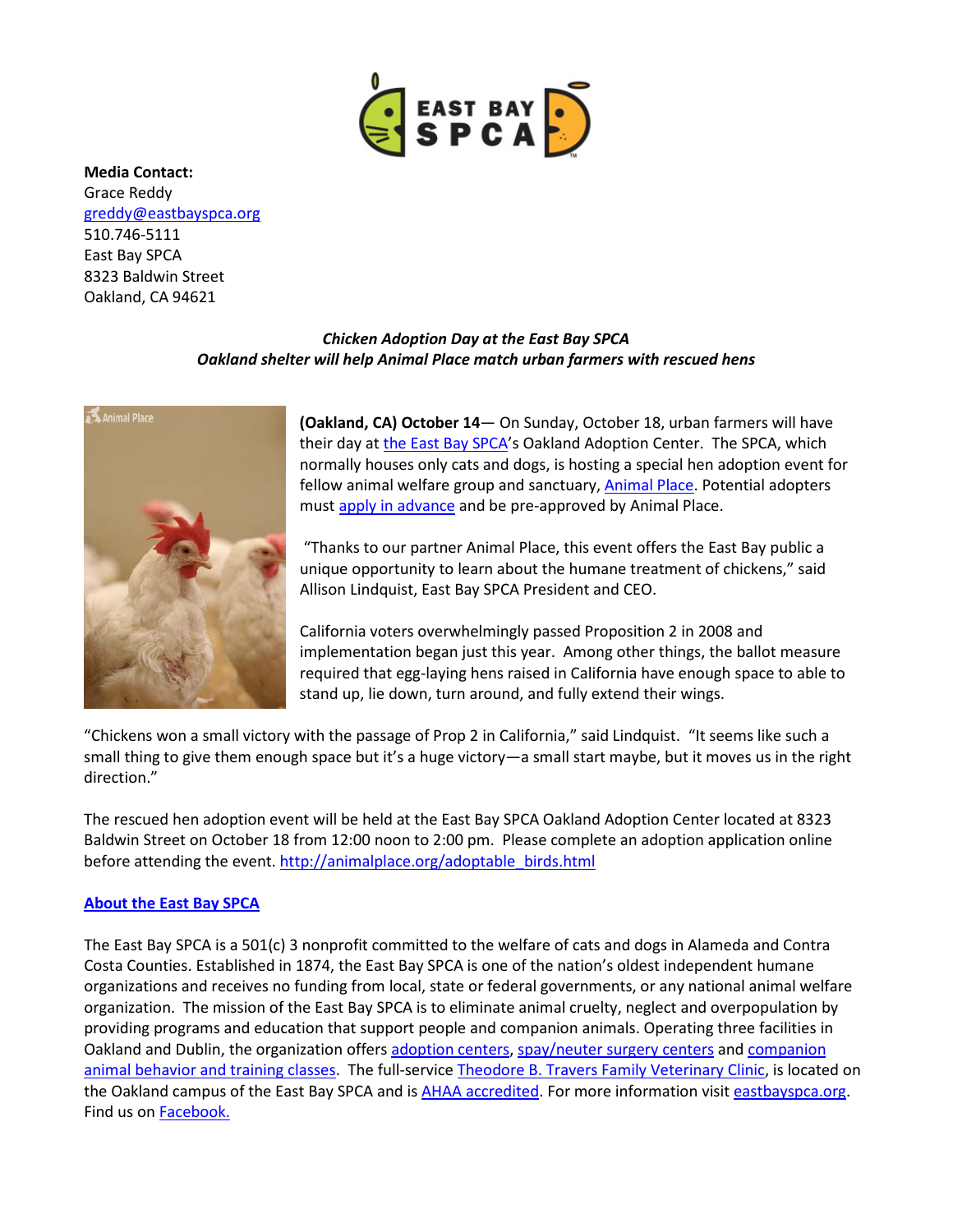**Media Contact:**
Grace Reddy
greddy@eastbayspca.org
510.746-5111
East Bay SPCA
8323 Baldwin Street
Oakland, CA 94621

***Chicken Adoption Day at the East Bay SPCA***
***Oakland shelter will help Animal Place match urban farmers with rescued hens***

**(Oakland, CA) October 14**— On Sunday, October 18, urban farmers will have their day at the East Bay SPCA's Oakland Adoption Center. The SPCA, which normally houses only cats and dogs, is hosting a special hen adoption event for fellow animal welfare group and sanctuary, Animal Place. Potential adopters must apply in advance and be pre-approved by Animal Place.

"Thanks to our partner Animal Place, this event offers the East Bay public a unique opportunity to learn about the humane treatment of chickens," said Allison Lindquist, East Bay SPCA President and CEO.

California voters overwhelmingly passed Proposition 2 in 2008 and implementation began just this year. Among other things, the ballot measure required that egg-laying hens raised in California have enough space to able to stand up, lie down, turn around, and fully extend their wings.

"Chickens won a small victory with the passage of Prop 2 in California," said Lindquist. "It seems like such a small thing to give them enough space but it's a huge victory—a small start maybe, but it moves us in the right direction."

The rescued hen adoption event will be held at the East Bay SPCA Oakland Adoption Center located at 8323 Baldwin Street on October 18 from 12:00 noon to 2:00 pm. Please complete an adoption application online before attending the event. http://animalplace.org/adoptable_birds.html

**About the East Bay SPCA**

The East Bay SPCA is a 501(c) 3 nonprofit committed to the welfare of cats and dogs in Alameda and Contra Costa Counties. Established in 1874, the East Bay SPCA is one of the nation's oldest independent humane organizations and receives no funding from local, state or federal governments, or any national animal welfare organization. The mission of the East Bay SPCA is to eliminate animal cruelty, neglect and overpopulation by providing programs and education that support people and companion animals. Operating three facilities in Oakland and Dublin, the organization offers adoption centers, spay/neuter surgery centers and companion animal behavior and training classes. The full-service Theodore B. Travers Family Veterinary Clinic, is located on the Oakland campus of the East Bay SPCA and is AHAA accredited. For more information visit eastbayspca.org. Find us on Facebook.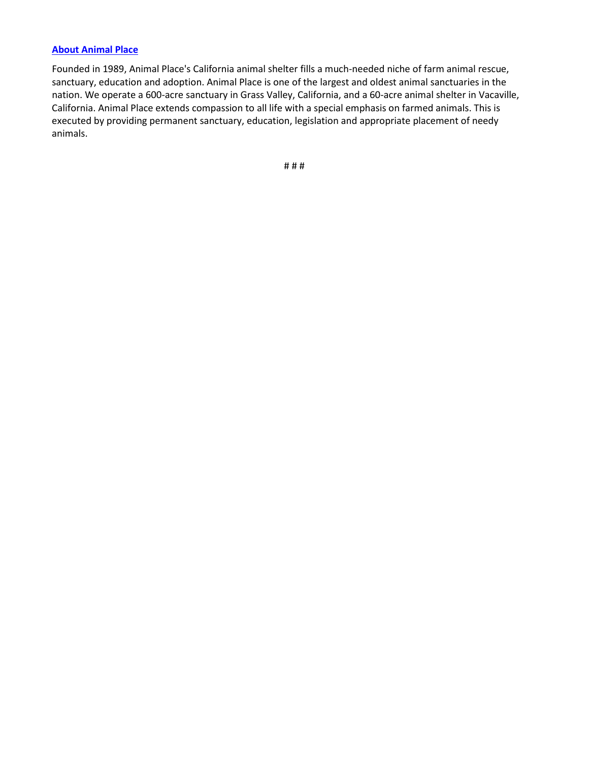**[About Animal Place]**

Founded in 1989, Animal Place's California animal shelter fills a much-needed niche of farm animal rescue, sanctuary, education and adoption. Animal Place is one of the largest and oldest animal sanctuaries in the nation. We operate a 600-acre sanctuary in Grass Valley, California, and a 60-acre animal shelter in Vacaville, California. Animal Place extends compassion to all life with a special emphasis on farmed animals. This is executed by providing permanent sanctuary, education, legislation and appropriate placement of needy animals.

# # #